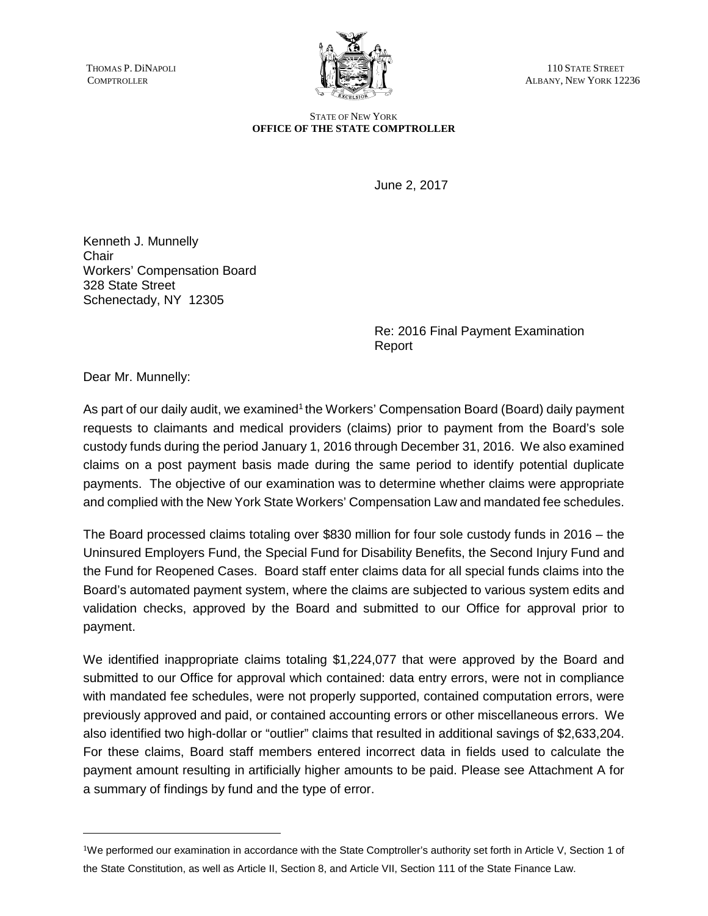THOMAS P. DiNAPOLI
COMPTROLLER

110 STATE STREET
ALBANY, NEW YORK 12236

STATE OF NEW YORK
**OFFICE OF THE STATE COMPTROLLER**

June 2, 2017

Kenneth J. Munnelly
Chair
Workers' Compensation Board
328 State Street
Schenectady, NY 12305

Re: 2016 Final Payment Examination Report

Dear Mr. Munnelly:

As part of our daily audit, we examined[1] the Workers' Compensation Board (Board) daily payment requests to claimants and medical providers (claims) prior to payment from the Board's sole custody funds during the period January 1, 2016 through December 31, 2016. We also examined claims on a post payment basis made during the same period to identify potential duplicate payments. The objective of our examination was to determine whether claims were appropriate and complied with the New York State Workers' Compensation Law and mandated fee schedules.

The Board processed claims totaling over $830 million for four sole custody funds in 2016 – the Uninsured Employers Fund, the Special Fund for Disability Benefits, the Second Injury Fund and the Fund for Reopened Cases. Board staff enter claims data for all special funds claims into the Board's automated payment system, where the claims are subjected to various system edits and validation checks, approved by the Board and submitted to our Office for approval prior to payment.

We identified inappropriate claims totaling $1,224,077 that were approved by the Board and submitted to our Office for approval which contained: data entry errors, were not in compliance with mandated fee schedules, were not properly supported, contained computation errors, were previously approved and paid, or contained accounting errors or other miscellaneous errors. We also identified two high-dollar or "outlier" claims that resulted in additional savings of $2,633,204. For these claims, Board staff members entered incorrect data in fields used to calculate the payment amount resulting in artificially higher amounts to be paid. Please see Attachment A for a summary of findings by fund and the type of error.

[1]We performed our examination in accordance with the State Comptroller's authority set forth in Article V, Section 1 of the State Constitution, as well as Article II, Section 8, and Article VII, Section 111 of the State Finance Law.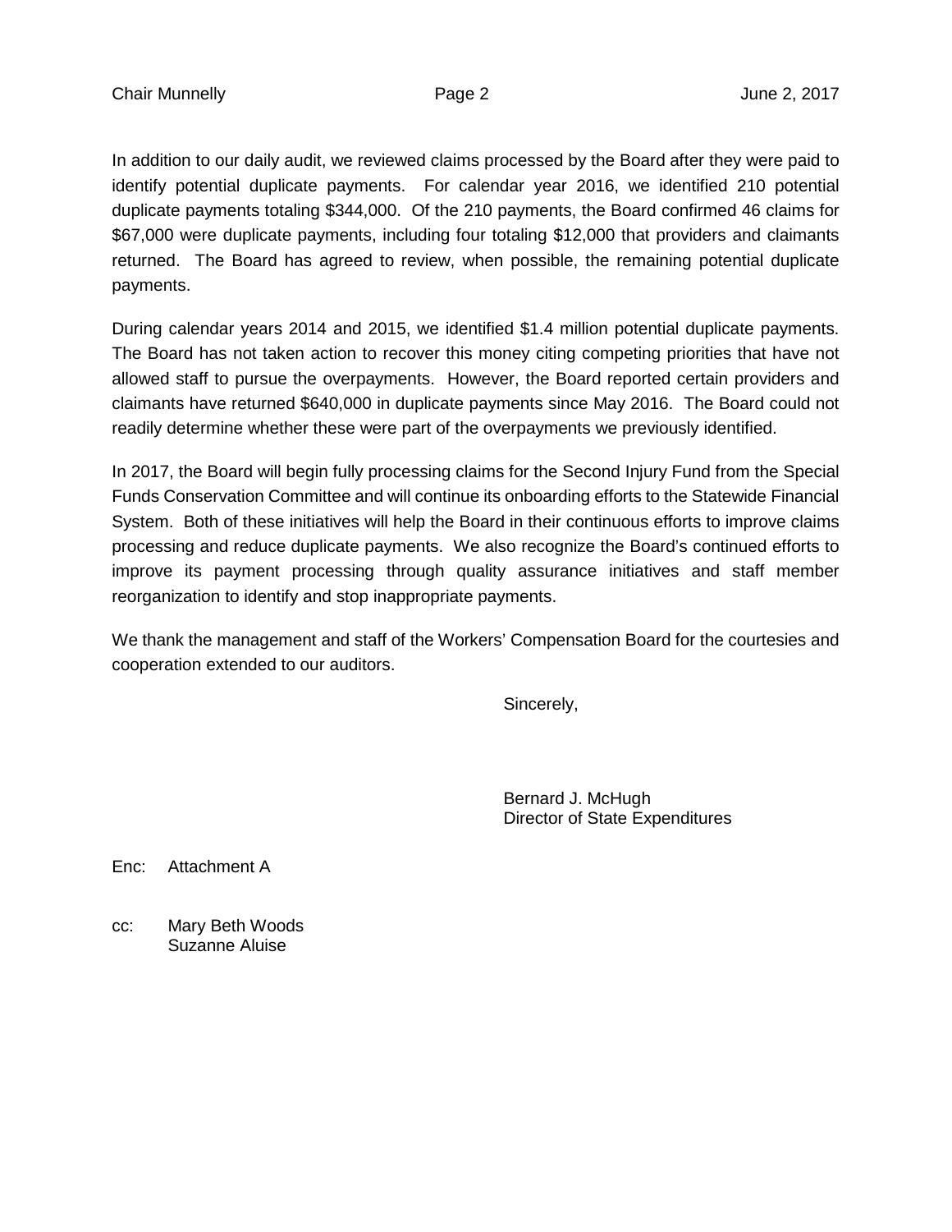In addition to our daily audit, we reviewed claims processed by the Board after they were paid to identify potential duplicate payments. For calendar year 2016, we identified 210 potential duplicate payments totaling $344,000. Of the 210 payments, the Board confirmed 46 claims for $67,000 were duplicate payments, including four totaling $12,000 that providers and claimants returned. The Board has agreed to review, when possible, the remaining potential duplicate payments.

During calendar years 2014 and 2015, we identified $1.4 million potential duplicate payments. The Board has not taken action to recover this money citing competing priorities that have not allowed staff to pursue the overpayments. However, the Board reported certain providers and claimants have returned $640,000 in duplicate payments since May 2016. The Board could not readily determine whether these were part of the overpayments we previously identified.

In 2017, the Board will begin fully processing claims for the Second Injury Fund from the Special Funds Conservation Committee and will continue its onboarding efforts to the Statewide Financial System. Both of these initiatives will help the Board in their continuous efforts to improve claims processing and reduce duplicate payments. We also recognize the Board's continued efforts to improve its payment processing through quality assurance initiatives and staff member reorganization to identify and stop inappropriate payments.

We thank the management and staff of the Workers' Compensation Board for the courtesies and cooperation extended to our auditors.

Sincerely,

Bernard J. McHugh
Director of State Expenditures

Enc: Attachment A

cc: Mary Beth Woods
Suzanne Aluise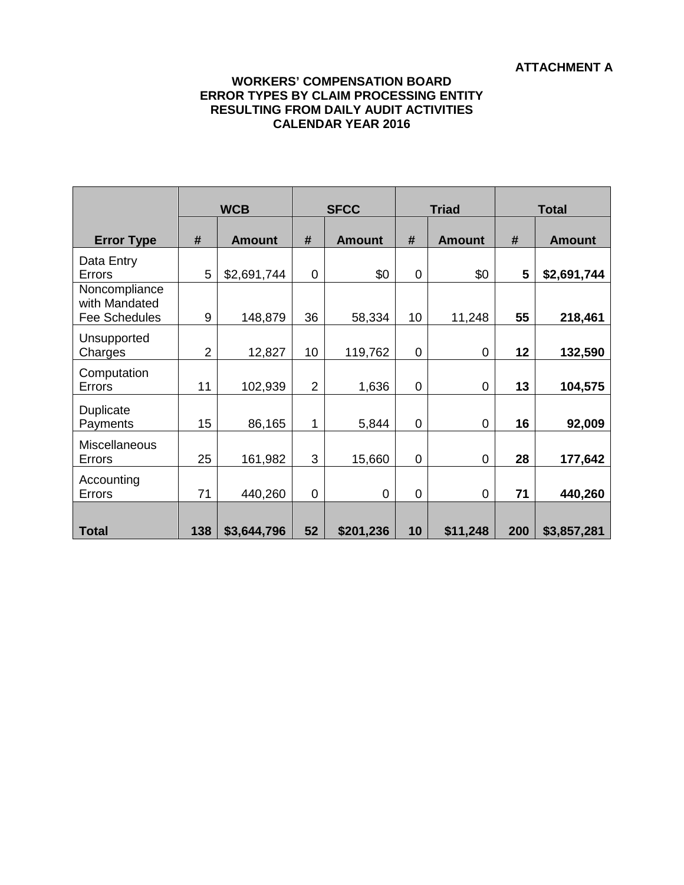**ATTACHMENT A**

**WORKERS' COMPENSATION BOARD**
**ERROR TYPES BY CLAIM PROCESSING ENTITY**
**RESULTING FROM DAILY AUDIT ACTIVITIES**
**CALENDAR YEAR 2016**

| | WCB | | SFCC | | Triad | | Total | |
|---|---|---|---|---|---|---|---|---|
| **Error Type** | **#** | **Amount** | **#** | **Amount** | **#** | **Amount** | **#** | **Amount** |
| Data Entry Errors | 5 | $2,691,744 | 0 | $0 | 0 | $0 | **5** | **$2,691,744** |
| Noncompliance with Mandated Fee Schedules | 9 | 148,879 | 36 | 58,334 | 10 | 11,248 | **55** | **218,461** |
| Unsupported Charges | 2 | 12,827 | 10 | 119,762 | 0 | 0 | **12** | **132,590** |
| Computation Errors | 11 | 102,939 | 2 | 1,636 | 0 | 0 | **13** | **104,575** |
| Duplicate Payments | 15 | 86,165 | 1 | 5,844 | 0 | 0 | **16** | **92,009** |
| Miscellaneous Errors | 25 | 161,982 | 3 | 15,660 | 0 | 0 | **28** | **177,642** |
| Accounting Errors | 71 | 440,260 | 0 | 0 | 0 | 0 | **71** | **440,260** |
| **Total** | **138** | **$3,644,796** | **52** | **$201,236** | **10** | **$11,248** | **200** | **$3,857,281** |